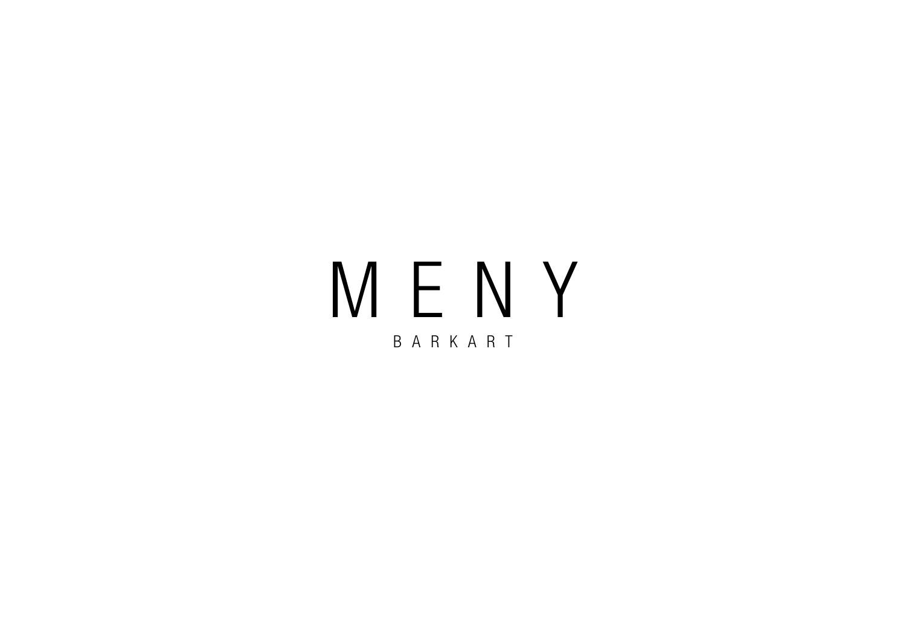# MENY

BARKART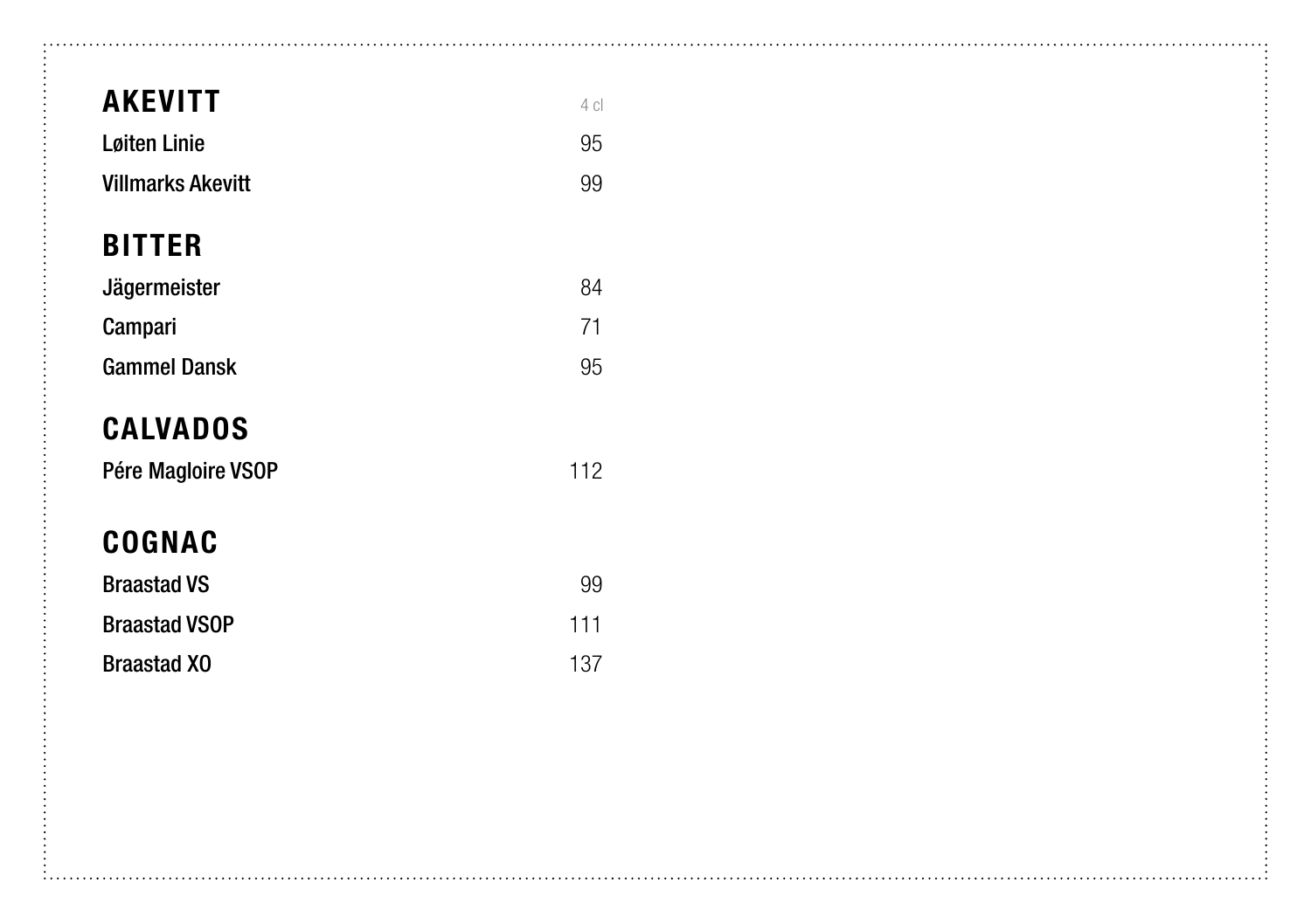## AKEVITT

| | 4 cl |
|---|---|
| Løiten Linie | 95 |
| Villmarks Akevitt | 99 |

## BITTER

| | |
|---|---|
| Jägermeister | 84 |
| Campari | 71 |
| Gammel Dansk | 95 |

## CALVADOS

| | |
|---|---|
| Pére Magloire VSOP | 112 |

## COGNAC

| | |
|---|---|
| Braastad VS | 99 |
| Braastad VSOP | 111 |
| Braastad XO | 137 |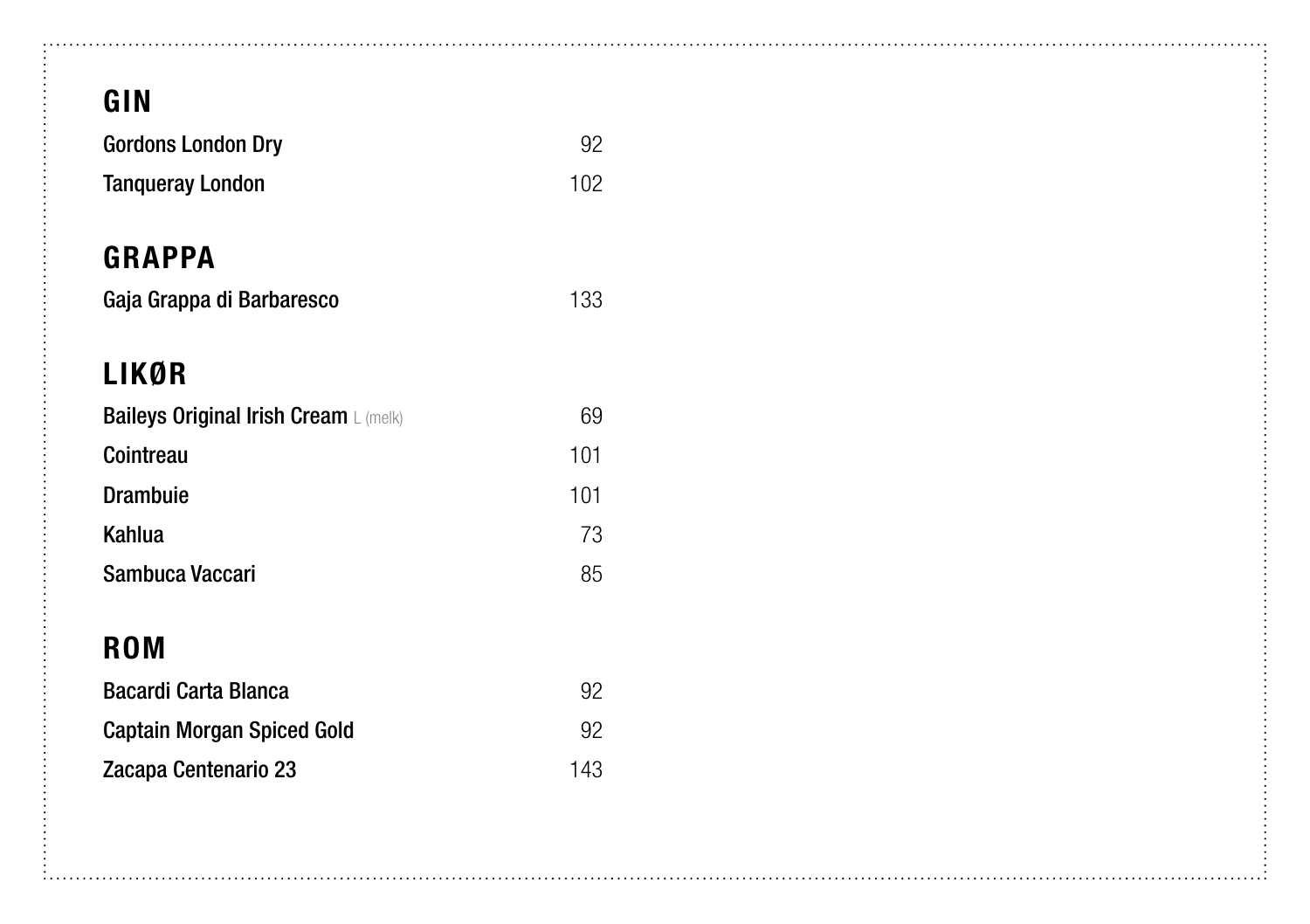## GIN

| | |
|---|---|
| Gordons London Dry | 92 |
| Tanqueray London | 102 |

## GRAPPA

| | |
|---|---|
| Gaja Grappa di Barbaresco | 133 |

## LIKØR

| | |
|---|---|
| Baileys Original Irish Cream L (melk) | 69 |
| Cointreau | 101 |
| Drambuie | 101 |
| Kahlua | 73 |
| Sambuca Vaccari | 85 |

## ROM

| | |
|---|---|
| Bacardi Carta Blanca | 92 |
| Captain Morgan Spiced Gold | 92 |
| Zacapa Centenario 23 | 143 |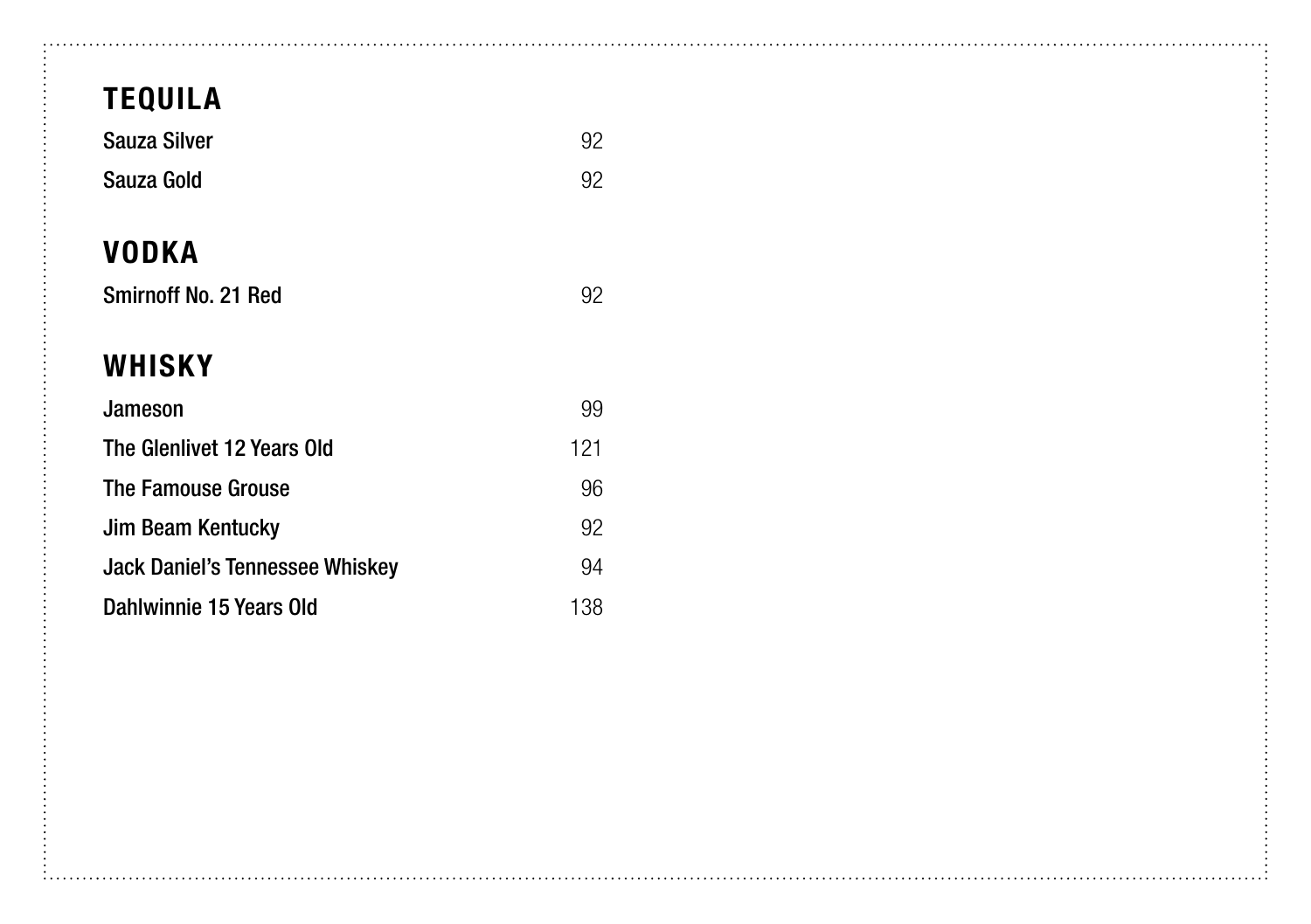## TEQUILA

| | |
|---|---|
| Sauza Silver | 92 |
| Sauza Gold | 92 |

## VODKA

| | |
|---|---|
| Smirnoff No. 21 Red | 92 |

## WHISKY

| | |
|---|---|
| Jameson | 99 |
| The Glenlivet 12 Years Old | 121 |
| The Famouse Grouse | 96 |
| Jim Beam Kentucky | 92 |
| Jack Daniel's Tennessee Whiskey | 94 |
| Dahlwinnie 15 Years Old | 138 |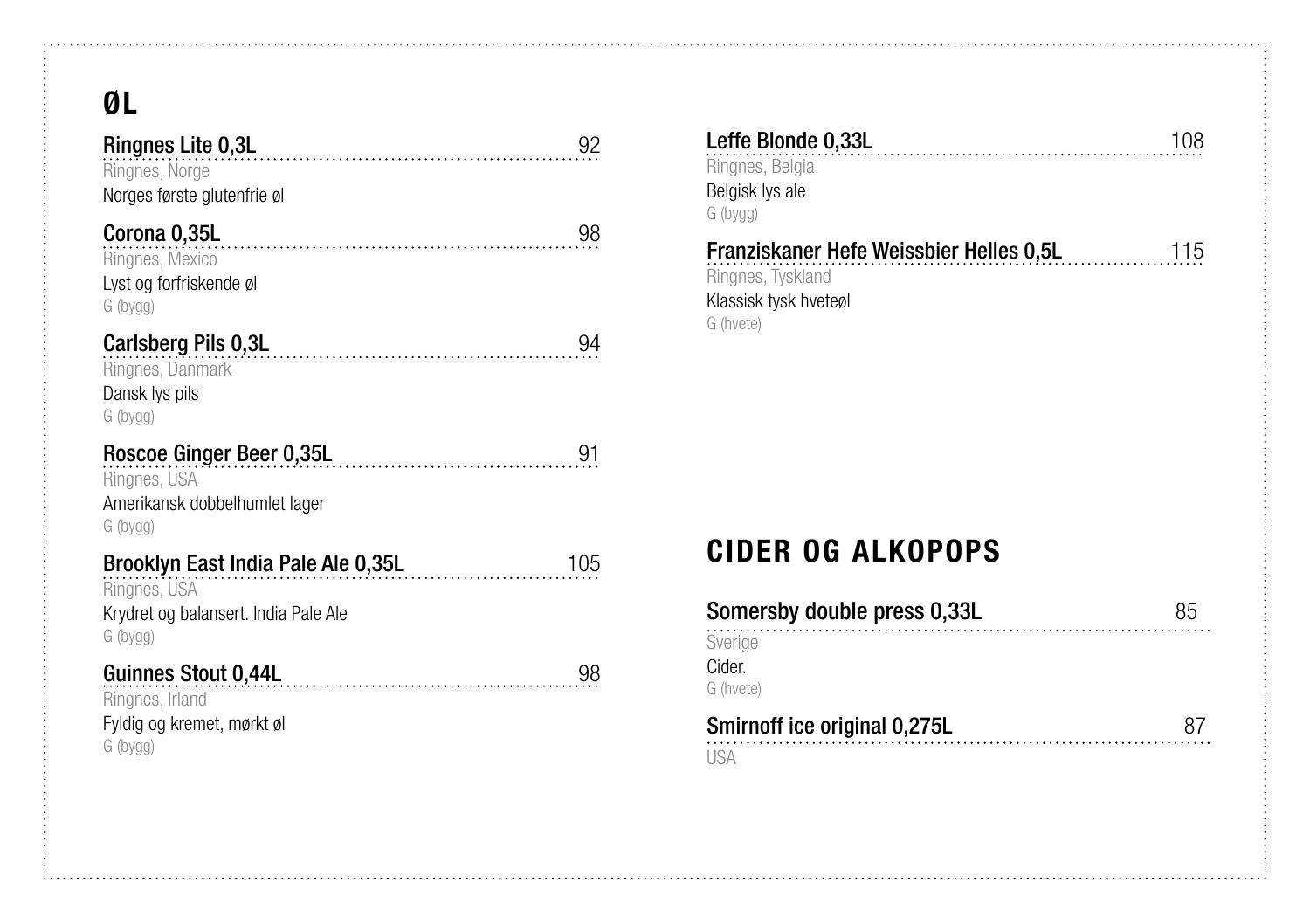## ØL

**Ringnes Lite 0,3L** 92
Ringnes, Norge
Norges første glutenfrie øl

**Corona 0,35L** 98
Ringnes, Mexico
Lyst og forfriskende øl
G (bygg)

**Carlsberg Pils 0,3L** 94
Ringnes, Danmark
Dansk lys pils
G (bygg)

**Roscoe Ginger Beer 0,35L** 91
Ringnes, USA
Amerikansk dobbelhumlet lager
G (bygg)

**Brooklyn East India Pale Ale 0,35L** 105
Ringnes, USA
Krydret og balansert. India Pale Ale
G (bygg)

**Guinnes Stout 0,44L** 98
Ringnes, Irland
Fyldig og kremet, mørkt øl
G (bygg)

**Leffe Blonde 0,33L** 108
Ringnes, Belgia
Belgisk lys ale
G (bygg)

**Franziskaner Hefe Weissbier Helles 0,5L** 115
Ringnes, Tyskland
Klassisk tysk hveteøl
G (hvete)

## CIDER OG ALKOPOPS

**Somersby double press 0,33L** 85
Sverige
Cider.
G (hvete)

**Smirnoff ice original 0,275L** 87
USA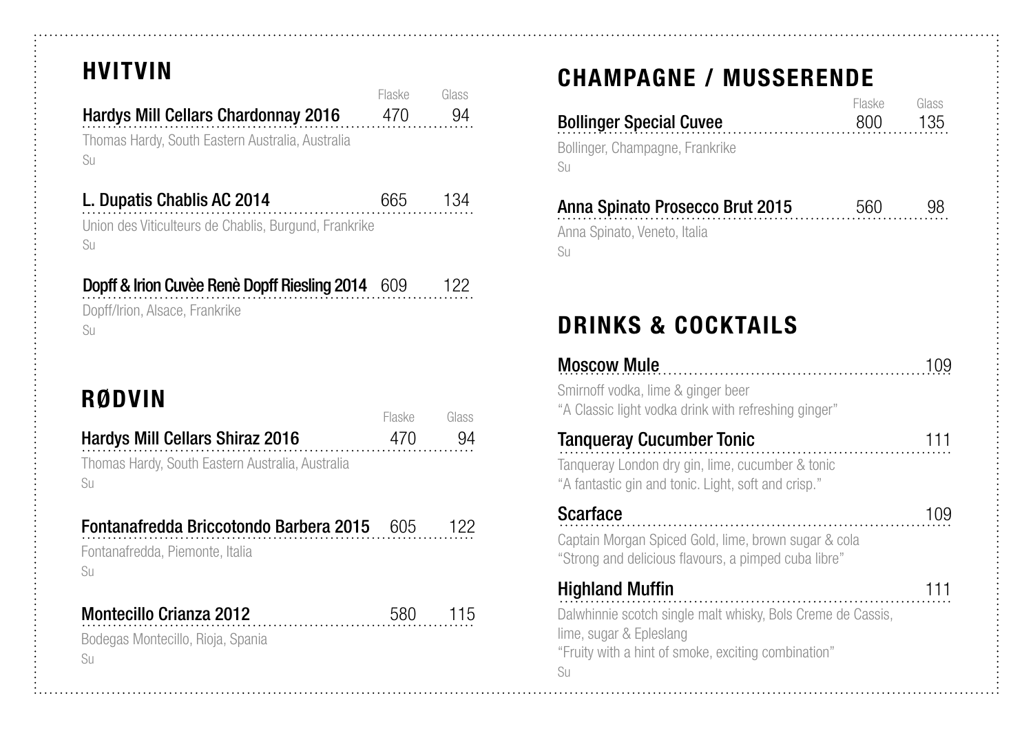## HVITVIN

| | Flaske | Glass |
|---|---|---|
| **Hardys Mill Cellars Chardonnay 2016** | 470 | 94 |

Thomas Hardy, South Eastern Australia, Australia
Su

| | | |
|---|---|---|
| **L. Dupatis Chablis AC 2014** | 665 | 134 |

Union des Viticulteurs de Chablis, Burgund, Frankrike
Su

| | | |
|---|---|---|
| **Dopff & Irion Cuvèe Renè Dopff Riesling 2014** | 609 | 122 |

Dopff/Irion, Alsace, Frankrike
Su

## RØDVIN

| | Flaske | Glass |
|---|---|---|
| **Hardys Mill Cellars Shiraz 2016** | 470 | 94 |

Thomas Hardy, South Eastern Australia, Australia
Su

| | | |
|---|---|---|
| **Fontanafredda Briccotondo Barbera 2015** | 605 | 122 |

Fontanafredda, Piemonte, Italia
Su

| | | |
|---|---|---|
| **Montecillo Crianza 2012** | 580 | 115 |

Bodegas Montecillo, Rioja, Spania
Su

## CHAMPAGNE / MUSSERENDE

| | Flaske | Glass |
|---|---|---|
| **Bollinger Special Cuvee** | 800 | 135 |

Bollinger, Champagne, Frankrike
Su

| | | |
|---|---|---|
| **Anna Spinato Prosecco Brut 2015** | 560 | 98 |

Anna Spinato, Veneto, Italia
Su

## DRINKS & COCKTAILS

**Moscow Mule** 109

Smirnoff vodka, lime & ginger beer
"A Classic light vodka drink with refreshing ginger"

**Tanqueray Cucumber Tonic** 111

Tanqueray London dry gin, lime, cucumber & tonic
"A fantastic gin and tonic. Light, soft and crisp."

**Scarface** 109

Captain Morgan Spiced Gold, lime, brown sugar & cola
"Strong and delicious flavours, a pimped cuba libre"

**Highland Muffin** 111

Dalwhinnie scotch single malt whisky, Bols Creme de Cassis, lime, sugar & Epleslang
"Fruity with a hint of smoke, exciting combination"
Su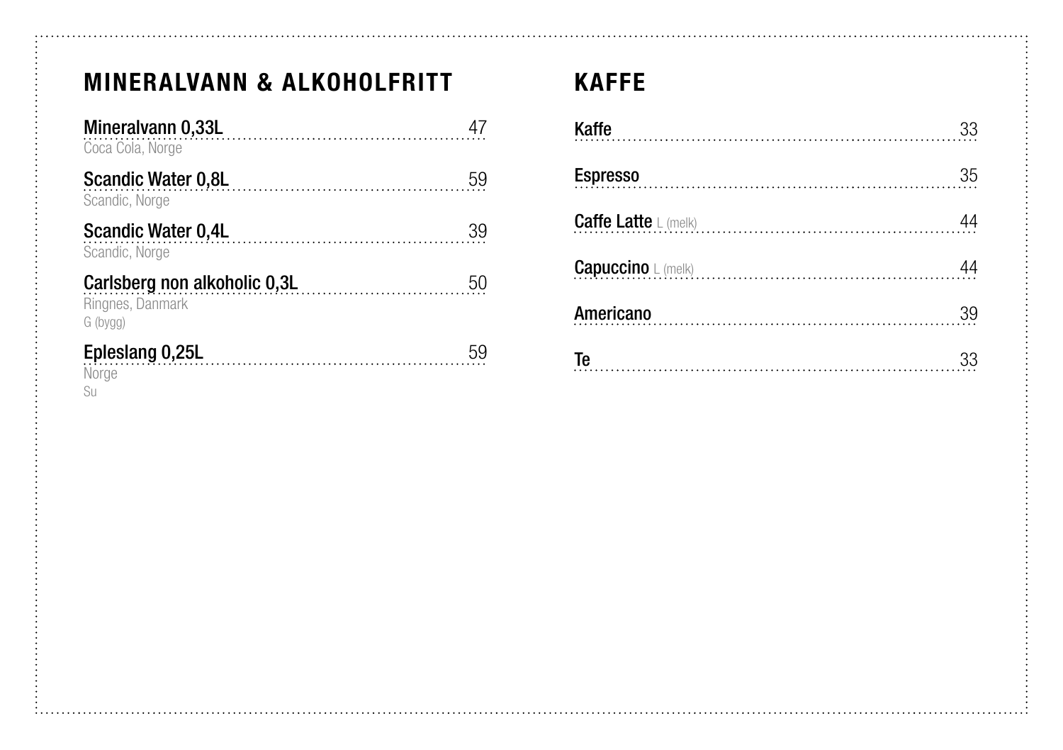## MINERALVANN & ALKOHOLFRITT

**Mineralvann 0,33L** ........ 47
Coca Cola, Norge

**Scandic Water 0,8L** ........ 59
Scandic, Norge

**Scandic Water 0,4L** ........ 39
Scandic, Norge

**Carlsberg non alkoholic 0,3L** ........ 50
Ringnes, Danmark
G (bygg)

**Epleslang 0,25L** ........ 59
Norge
Su

## KAFFE

**Kaffe** ........ 33

**Espresso** ........ 35

**Caffe Latte** L (melk) ........ 44

**Capuccino** L (melk) ........ 44

**Americano** ........ 39

**Te** ........ 33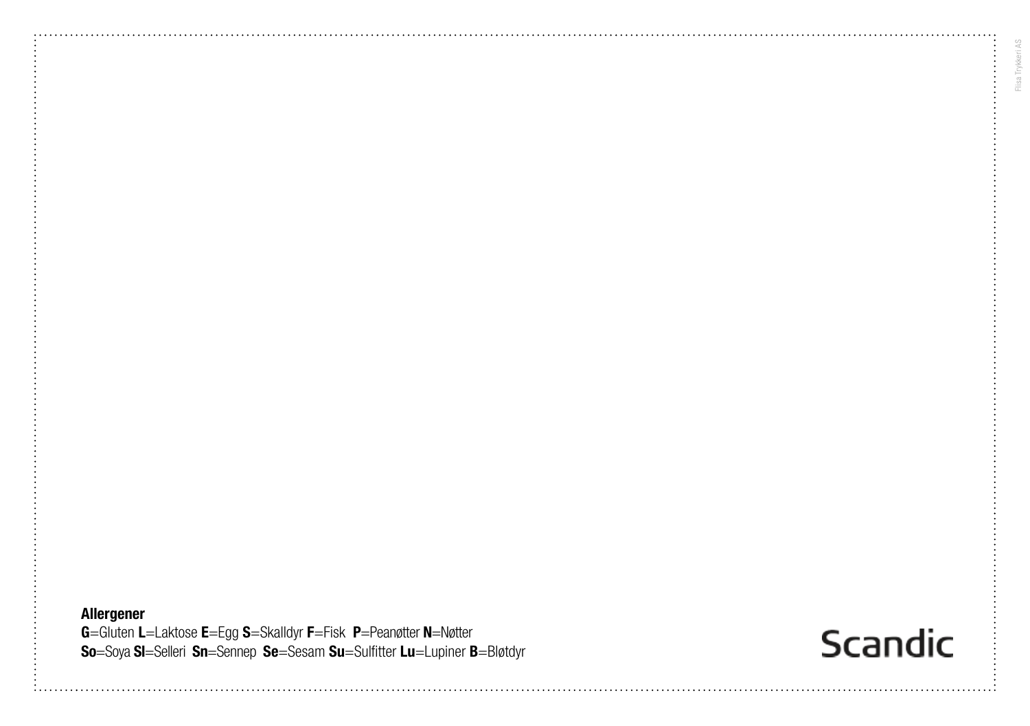**Allergener**

**G**=Gluten **L**=Laktose **E**=Egg **S**=Skalldyr **F**=Fisk **P**=Peanøtter **N**=Nøtter
**So**=Soya **Sl**=Selleri **Sn**=Sennep **Se**=Sesam **Su**=Sulfitter **Lu**=Lupiner **B**=Bløtdyr

Scandic